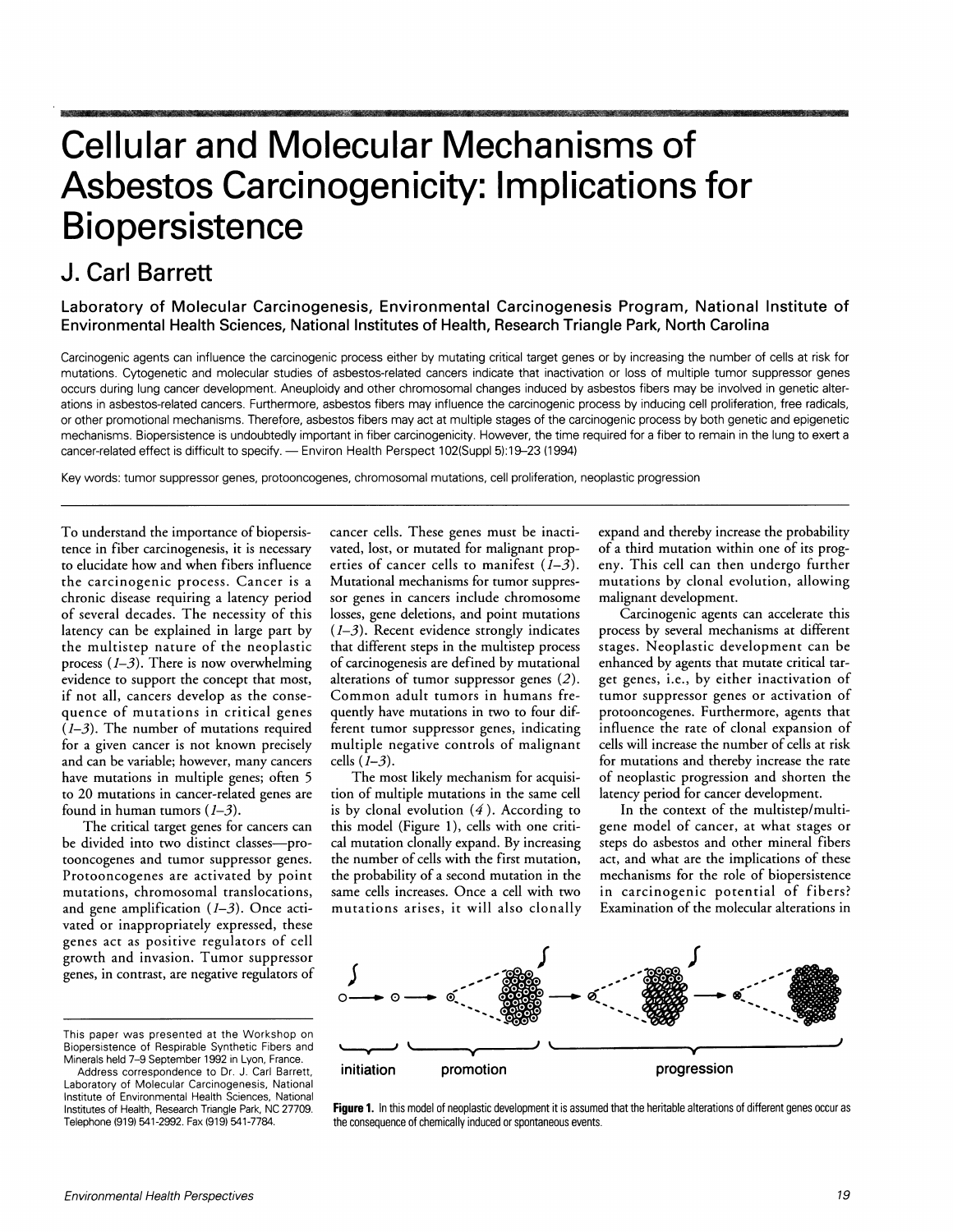# Cellular and Molecular Mechanisms of Asbestos Carcinogenicity: Implications for Biopersistence

## J. Carl Barrett

**Laboratory of Molecular Carcinogenesis, Environmental Carcinogenesis Program, National Institute of Environmental Health Sciences, National Institutes of Health, Research Triangle Park, North Carolina**

Carcinogenic agents can influence the carcinogenic process either by mutating critical target genes or by increasing the number of cells at risk for mutations. Cytogenetic and molecular studies of asbestos-related cancers indicate that inactivation or loss of multiple tumor suppressor genes occurs during lung cancer development. Aneuploidy and other chromosomal changes induced by asbestos fibers may be involved in genetic alterations in asbestos-related cancers. Furthermore, asbestos fibers may influence the carcinogenic process by inducing cell proliferation, free radicals, or other promotional mechanisms. Therefore, asbestos fibers may act at multiple stages of the carcinogenic process by both genetic and epigenetic mechanisms. Biopersistence is undoubtedly important in fiber carcinogenicity. However, the time required for a fiber to remain in the lung to exert a cancer-related effect is difficult to specify. — Environ Health Perspect 102(Suppl 5):19–23 (1994)

Key words: tumor suppressor genes, protooncogenes, chromosomal mutations, cell proliferation, neoplastic progression

---

To understand the importance of biopersistence in fiber carcinogenesis, it is necessary to elucidate how and when fibers influence the carcinogenic process. Cancer is a chronic disease requiring a latency period of several decades. The necessity of this latency can be explained in large part by the multistep nature of the neoplastic process (*1–3*). There is now overwhelming evidence to support the concept that most, if not all, cancers develop as the consequence of mutations in critical genes (*1–3*). The number of mutations required for a given cancer is not known precisely and can be variable; however, many cancers have mutations in multiple genes; often 5 to 20 mutations in cancer-related genes are found in human tumors (*1–3*).

The critical target genes for cancers can be divided into two distinct classes—protooncogenes and tumor suppressor genes. Protooncogenes are activated by point mutations, chromosomal translocations, and gene amplification (*1–3*). Once activated or inappropriately expressed, these genes act as positive regulators of cell growth and invasion. Tumor suppressor genes, in contrast, are negative regulators of cancer cells. These genes must be inactivated, lost, or mutated for malignant properties of cancer cells to manifest (*1–3*). Mutational mechanisms for tumor suppressor genes in cancers include chromosome losses, gene deletions, and point mutations (*1–3*). Recent evidence strongly indicates that different steps in the multistep process of carcinogenesis are defined by mutational alterations of tumor suppressor genes (*2*). Common adult tumors in humans frequently have mutations in two to four different tumor suppressor genes, indicating multiple negative controls of malignant cells (*1–3*).

The most likely mechanism for acquisition of multiple mutations in the same cell is by clonal evolution (*4*). According to this model (Figure 1), cells with one critical mutation clonally expand. By increasing the number of cells with the first mutation, the probability of a second mutation in the same cells increases. Once a cell with two mutations arises, it will also clonally expand and thereby increase the probability of a third mutation within one of its progeny. This cell can then undergo further mutations by clonal evolution, allowing malignant development.

Carcinogenic agents can accelerate this process by several mechanisms at different stages. Neoplastic development can be enhanced by agents that mutate critical target genes, i.e., by either inactivation of tumor suppressor genes or activation of protooncogenes. Furthermore, agents that influence the rate of clonal expansion of cells will increase the number of cells at risk for mutations and thereby increase the rate of neoplastic progression and shorten the latency period for cancer development.

In the context of the multistep/multigene model of cancer, at what stages or steps do asbestos and other mineral fibers act, and what are the implications of these mechanisms for the role of biopersistence in carcinogenic potential of fibers? Examination of the molecular alterations in

initiation — promotion — progression

**Figure 1.** In this model of neoplastic development it is assumed that the heritable alterations of different genes occur as the consequence of chemically induced or spontaneous events.

---

This paper was presented at the Workshop on Biopersistence of Respirable Synthetic Fibers and Minerals held 7–9 September 1992 in Lyon, France.

Address correspondence to Dr. J. Carl Barrett, Laboratory of Molecular Carcinogenesis, National Institute of Environmental Health Sciences, National Institutes of Health, Research Triangle Park, NC 27709. Telephone (919) 541-2992. Fax (919) 541-7784.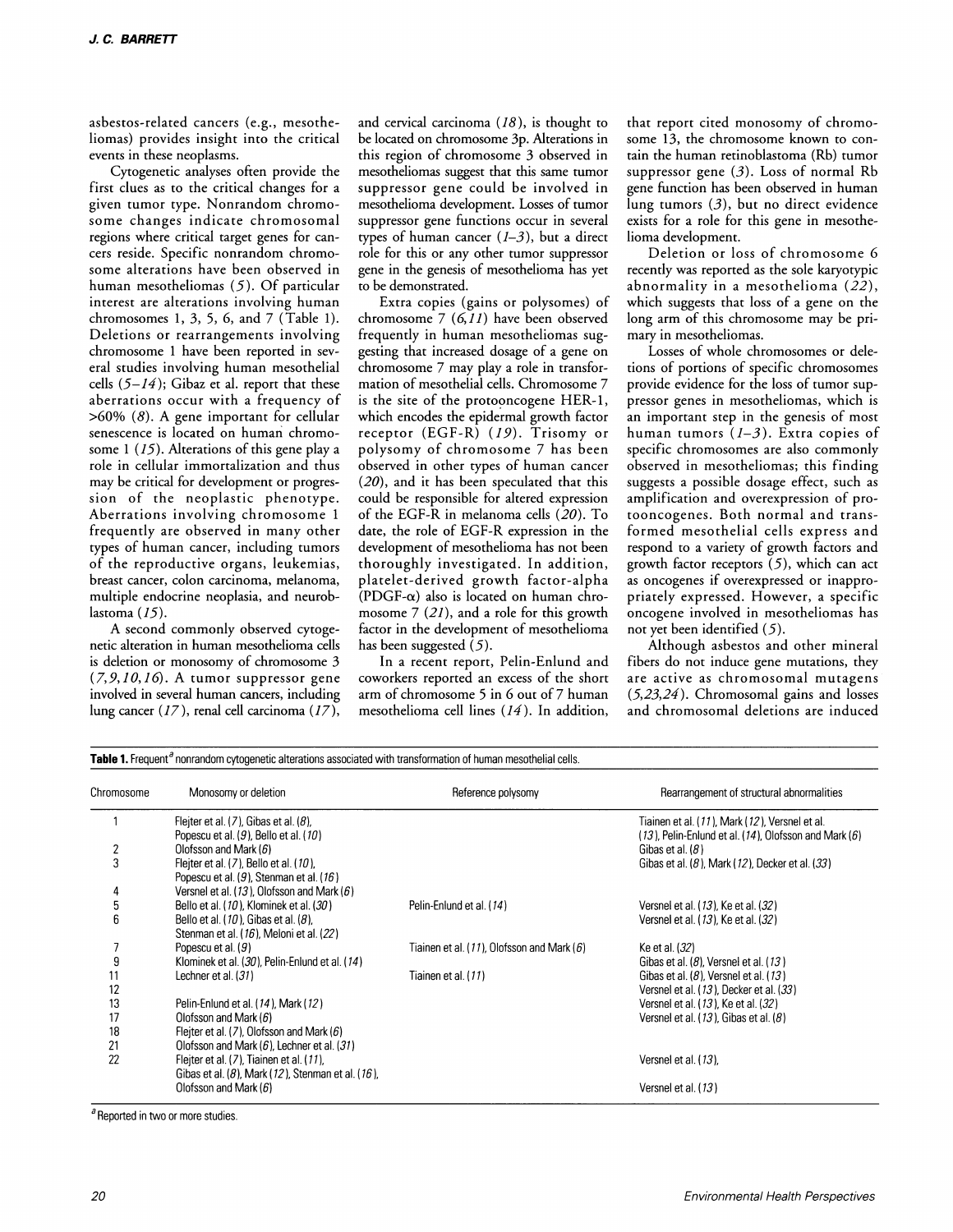asbestos-related cancers (e.g., mesotheliomas) provides insight into the critical events in these neoplasms.

Cytogenetic analyses often provide the first clues as to the critical changes for a given tumor type. Nonrandom chromosome changes indicate chromosomal regions where critical target genes for cancers reside. Specific nonrandom chromosome alterations have been observed in human mesotheliomas (*5*). Of particular interest are alterations involving human chromosomes 1, 3, 5, 6, and 7 (Table 1). Deletions or rearrangements involving chromosome 1 have been reported in several studies involving human mesothelial cells (*5–14*); Gibaz et al. report that these aberrations occur with a frequency of >60% (*8*). A gene important for cellular senescence is located on human chromosome 1 (*15*). Alterations of this gene play a role in cellular immortalization and thus may be critical for development or progression of the neoplastic phenotype. Aberrations involving chromosome 1 frequently are observed in many other types of human cancer, including tumors of the reproductive organs, leukemias, breast cancer, colon carcinoma, melanoma, multiple endocrine neoplasia, and neuroblastoma (*15*).

A second commonly observed cytogenetic alteration in human mesothelioma cells is deletion or monosomy of chromosome 3 (*7,9,10,16*). A tumor suppressor gene involved in several human cancers, including lung cancer (*17*), renal cell carcinoma (*17*), and cervical carcinoma (*18*), is thought to be located on chromosome 3p. Alterations in this region of chromosome 3 observed in mesotheliomas suggest that this same tumor suppressor gene could be involved in mesothelioma development. Losses of tumor suppressor gene functions occur in several types of human cancer (*1–3*), but a direct role for this or any other tumor suppressor gene in the genesis of mesothelioma has yet to be demonstrated.

Extra copies (gains or polysomes) of chromosome 7 (*6,11*) have been observed frequently in human mesotheliomas suggesting that increased dosage of a gene on chromosome 7 may play a role in transformation of mesothelial cells. Chromosome 7 is the site of the protooncogene HER-1, which encodes the epidermal growth factor receptor (EGF-R) (*19*). Trisomy or polysomy of chromosome 7 has been observed in other types of human cancer (*20*), and it has been speculated that this could be responsible for altered expression of the EGF-R in melanoma cells (*20*). To date, the role of EGF-R expression in the development of mesothelioma has not been thoroughly investigated. In addition, platelet-derived growth factor-alpha (PDGF-$\alpha$) also is located on human chromosome 7 (*21*), and a role for this growth factor in the development of mesothelioma has been suggested (*5*).

In a recent report, Pelin-Enlund and coworkers reported an excess of the short arm of chromosome 5 in 6 out of 7 human mesothelioma cell lines (*14*). In addition, that report cited monosomy of chromosome 13, the chromosome known to contain the human retinoblastoma (Rb) tumor suppressor gene (*3*). Loss of normal Rb gene function has been observed in human lung tumors (*3*), but no direct evidence exists for a role for this gene in mesothelioma development.

Deletion or loss of chromosome 6 recently was reported as the sole karyotypic abnormality in a mesothelioma (*22*), which suggests that loss of a gene on the long arm of this chromosome may be primary in mesotheliomas.

Losses of whole chromosomes or deletions of portions of specific chromosomes provide evidence for the loss of tumor suppressor genes in mesotheliomas, which is an important step in the genesis of most human tumors (*1–3*). Extra copies of specific chromosomes are also commonly observed in mesotheliomas; this finding suggests a possible dosage effect, such as amplification and overexpression of protooncogenes. Both normal and transformed mesothelial cells express and respond to a variety of growth factors and growth factor receptors (*5*), which can act as oncogenes if overexpressed or inappropriately expressed. However, a specific oncogene involved in mesotheliomas has not yet been identified (*5*).

Although asbestos and other mineral fibers do not induce gene mutations, they are active as chromosomal mutagens (*5,23,24*). Chromosomal gains and losses and chromosomal deletions are induced

**Table 1.** Frequent[a] nonrandom cytogenetic alterations associated with transformation of human mesothelial cells.

| Chromosome | Monosomy or deletion | Reference polysomy | Rearrangement of structural abnormalities |
|---|---|---|---|
| 1 | Flejter et al. (*7*), Gibas et al. (*8*), Popescu et al. (*9*), Bello et al. (*10*) | | Tiainen et al. (*11*), Mark (*12*), Versnel et al. (*13*), Pelin-Enlund et al. (*14*), Olofsson and Mark (*6*) |
| 2 | Olofsson and Mark (*6*) | | Gibas et al. (*8*) |
| 3 | Flejter et al. (*7*), Bello et al. (*10*), Popescu et al. (*9*), Stenman et al. (*16*) | | Gibas et al. (*8*), Mark (*12*), Decker et al. (*33*) |
| 4 | Versnel et al. (*13*), Olofsson and Mark (*6*) | | |
| 5 | Bello et al. (*10*), Klominek et al. (*30*) | Pelin-Enlund et al. (*14*) | Versnel et al. (*13*), Ke et al. (*32*) |
| 6 | Bello et al. (*10*), Gibas et al. (*8*), Stenman et al. (*16*), Meloni et al. (*22*) | | Versnel et al. (*13*), Ke et al. (*32*) |
| 7 | Popescu et al. (*9*) | Tiainen et al. (*11*), Olofsson and Mark (*6*) | Ke et al. (*32*) |
| 9 | Klominek et al. (*30*), Pelin-Enlund et al. (*14*) | | Gibas et al. (*8*), Versnel et al. (*13*) |
| 11 | Lechner et al. (*31*) | Tiainen et al. (*11*) | Gibas et al. (*8*), Versnel et al. (*13*) |
| 12 | | | Versnel et al. (*13*), Decker et al. (*33*) |
| 13 | Pelin-Enlund et al. (*14*), Mark (*12*) | | Versnel et al. (*13*), Ke et al. (*32*) |
| 17 | Olofsson and Mark (*6*) | | Versnel et al. (*13*), Gibas et al. (*8*) |
| 18 | Flejter et al. (*7*), Olofsson and Mark (*6*) | | |
| 21 | Olofsson and Mark (*6*), Lechner et al. (*31*) | | |
| 22 | Flejter et al. (*7*), Tiainen et al. (*11*), Gibas et al. (*8*), Mark (*12*), Stenman et al. (*16*), Olofsson and Mark (*6*) | | Versnel et al. (*13*), Versnel et al. (*13*) |

[a] Reported in two or more studies.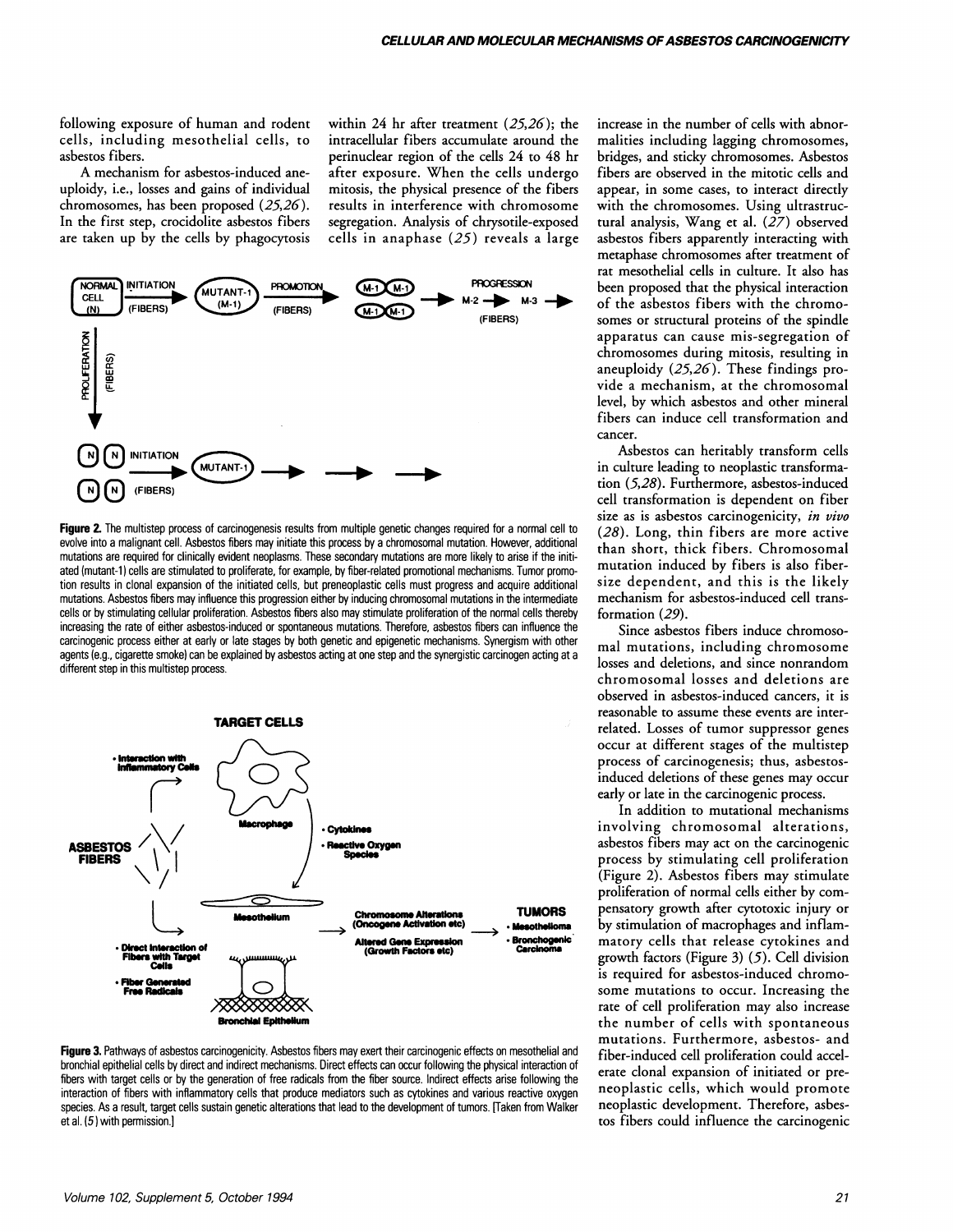following exposure of human and rodent cells, including mesothelial cells, to asbestos fibers.

A mechanism for asbestos-induced aneuploidy, i.e., losses and gains of individual chromosomes, has been proposed (*25,26*). In the first step, crocidolite asbestos fibers are taken up by the cells by phagocytosis within 24 hr after treatment (*25,26*); the intracellular fibers accumulate around the perinuclear region of the cells 24 to 48 hr after exposure. When the cells undergo mitosis, the physical presence of the fibers results in interference with chromosome segregation. Analysis of chrysotile-exposed cells in anaphase (*25*) reveals a large increase in the number of cells with abnormalities including lagging chromosomes, bridges, and sticky chromosomes. Asbestos fibers are observed in the mitotic cells and appear, in some cases, to interact directly with the chromosomes. Using ultrastructural analysis, Wang et al. (*27*) observed asbestos fibers apparently interacting with metaphase chromosomes after treatment of rat mesothelial cells in culture. It also has been proposed that the physical interaction of the asbestos fibers with the chromosomes or structural proteins of the spindle apparatus can cause mis-segregation of chromosomes during mitosis, resulting in aneuploidy (*25,26*). These findings provide a mechanism, at the chromosomal level, by which asbestos and other mineral fibers can induce cell transformation and cancer.

**Figure 2.** The multistep process of carcinogenesis results from multiple genetic changes required for a normal cell to evolve into a malignant cell. Asbestos fibers may initiate this process by a chromosomal mutation. However, additional mutations are required for clinically evident neoplasms. These secondary mutations are more likely to arise if the initiated (mutant-1) cells are stimulated to proliferate, for example, by fiber-related promotional mechanisms. Tumor promotion results in clonal expansion of the initiated cells, but preneoplastic cells must progress and acquire additional mutations. Asbestos fibers may influence this progression either by inducing chromosomal mutations in the intermediate cells or by stimulating cellular proliferation. Asbestos fibers also may stimulate proliferation of the normal cells thereby increasing the rate of either asbestos-induced or spontaneous mutations. Therefore, asbestos fibers can influence the carcinogenic process either at early or late stages by both genetic and epigenetic mechanisms. Synergism with other agents (e.g., cigarette smoke) can be explained by asbestos acting at one step and the synergistic carcinogen acting at a different step in this multistep process.

**Figure 3.** Pathways of asbestos carcinogenicity. Asbestos fibers may exert their carcinogenic effects on mesothelial and bronchial epithelial cells by direct and indirect mechanisms. Direct effects can occur following the physical interaction of fibers with target cells or by the generation of free radicals from the fiber source. Indirect effects arise following the interaction of fibers with inflammatory cells that produce mediators such as cytokines and various reactive oxygen species. As a result, target cells sustain genetic alterations that lead to the development of tumors. [Taken from Walker et al. (*5*) with permission.]

Asbestos can heritably transform cells in culture leading to neoplastic transformation (*5,28*). Furthermore, asbestos-induced cell transformation is dependent on fiber size as is asbestos carcinogenicity, *in vivo* (*28*). Long, thin fibers are more active than short, thick fibers. Chromosomal mutation induced by fibers is also fiber-size dependent, and this is the likely mechanism for asbestos-induced cell transformation (*29*).

Since asbestos fibers induce chromosomal mutations, including chromosome losses and deletions, and since nonrandom chromosomal losses and deletions are observed in asbestos-induced cancers, it is reasonable to assume these events are interrelated. Losses of tumor suppressor genes occur at different stages of the multistep process of carcinogenesis; thus, asbestos-induced deletions of these genes may occur early or late in the carcinogenic process.

In addition to mutational mechanisms involving chromosomal alterations, asbestos fibers may act on the carcinogenic process by stimulating cell proliferation (Figure 2). Asbestos fibers may stimulate proliferation of normal cells either by compensatory growth after cytotoxic injury or by stimulation of macrophages and inflammatory cells that release cytokines and growth factors (Figure 3) (*5*). Cell division is required for asbestos-induced chromosome mutations to occur. Increasing the rate of cell proliferation may also increase the number of cells with spontaneous mutations. Furthermore, asbestos- and fiber-induced cell proliferation could accelerate clonal expansion of initiated or preneoplastic cells, which would promote neoplastic development. Therefore, asbestos fibers could influence the carcinogenic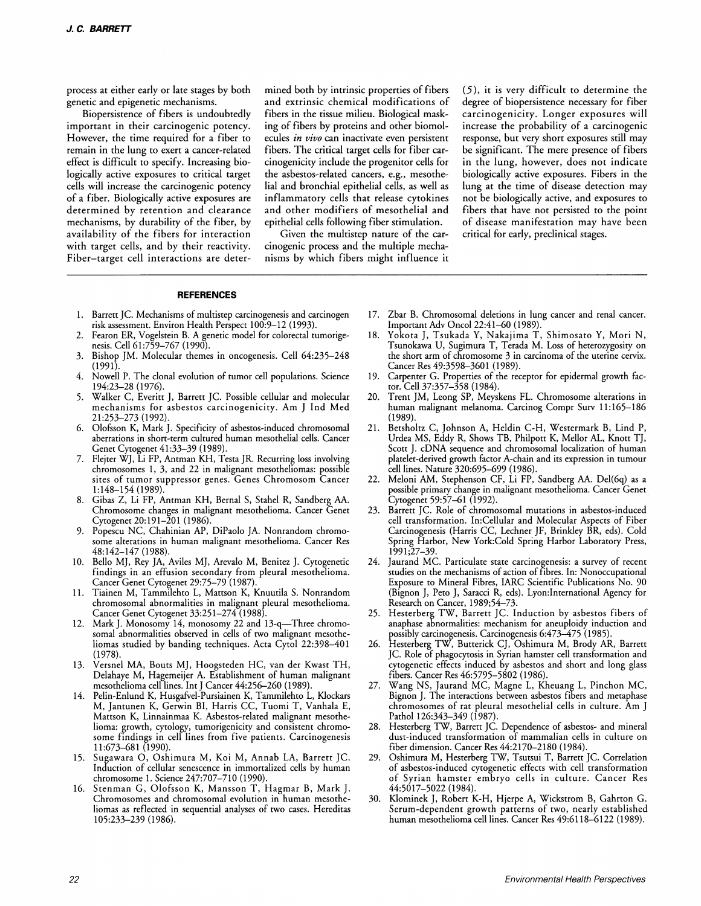process at either early or late stages by both genetic and epigenetic mechanisms.

Biopersistence of fibers is undoubtedly important in their carcinogenic potency. However, the time required for a fiber to remain in the lung to exert a cancer-related effect is difficult to specify. Increasing biologically active exposures to critical target cells will increase the carcinogenic potency of a fiber. Biologically active exposures are determined by retention and clearance mechanisms, by durability of the fiber, by availability of the fibers for interaction with target cells, and by their reactivity. Fiber–target cell interactions are determined both by intrinsic properties of fibers and extrinsic chemical modifications of fibers in the tissue milieu. Biological masking of fibers by proteins and other biomolecules *in vivo* can inactivate even persistent fibers. The critical target cells for fiber carcinogenicity include the progenitor cells for the asbestos-related cancers, e.g., mesothelial and bronchial epithelial cells, as well as inflammatory cells that release cytokines and other modifiers of mesothelial and epithelial cells following fiber stimulation.

Given the multistep nature of the carcinogenic process and the multiple mechanisms by which fibers might influence it (*5*), it is very difficult to determine the degree of biopersistence necessary for fiber carcinogenicity. Longer exposures will increase the probability of a carcinogenic response, but very short exposures still may be significant. The mere presence of fibers in the lung, however, does not indicate biologically active exposures. Fibers in the lung at the time of disease detection may not be biologically active, and exposures to fibers that have not persisted to the point of disease manifestation may have been critical for early, preclinical stages.

## REFERENCES

1. Barrett JC. Mechanisms of multistep carcinogenesis and carcinogen risk assessment. Environ Health Perspect 100:9–12 (1993).
2. Fearon ER, Vogelstein B. A genetic model for colorectal tumorigenesis. Cell 61:759–767 (1990).
3. Bishop JM. Molecular themes in oncogenesis. Cell 64:235–248 (1991).
4. Nowell P. The clonal evolution of tumor cell populations. Science 194:23–28 (1976).
5. Walker C, Everitt J, Barrett JC. Possible cellular and molecular mechanisms for asbestos carcinogenicity. Am J Ind Med 21:253–273 (1992).
6. Olofsson K, Mark J. Specificity of asbestos-induced chromosomal aberrations in short-term cultured human mesothelial cells. Cancer Genet Cytogenet 41:33–39 (1989).
7. Flejter WJ, Li FP, Antman KH, Testa JR. Recurring loss involving chromosomes 1, 3, and 22 in malignant mesotheliomas: possible sites of tumor suppressor genes. Genes Chromosom Cancer 1:148–154 (1989).
8. Gibas Z, Li FP, Antman KH, Bernal S, Stahel R, Sandberg AA. Chromosome changes in malignant mesothelioma. Cancer Genet Cytogenet 20:191–201 (1986).
9. Popescu NC, Chahinian AP, DiPaolo JA. Nonrandom chromosome alterations in human malignant mesothelioma. Cancer Res 48:142–147 (1988).
10. Bello MJ, Rey JA, Aviles MJ, Arevalo M, Benitez J. Cytogenetic findings in an effusion secondary from pleural mesothelioma. Cancer Genet Cytogenet 29:75–79 (1987).
11. Tiainen M, Tammilehto L, Mattson K, Knuutila S. Nonrandom chromosomal abnormalities in malignant pleural mesothelioma. Cancer Genet Cytogenet 33:251–274 (1988).
12. Mark J. Monosomy 14, monosomy 22 and 13-q—Three chromosomal abnormalities observed in cells of two malignant mesotheliomas studied by banding techniques. Acta Cytol 22:398–401 (1978).
13. Versnel MA, Bouts MJ, Hoogsteden HC, van der Kwast TH, Delahaye M, Hagemeijer A. Establishment of human malignant mesothelioma cell lines. Int J Cancer 44:256–260 (1989).
14. Pelin-Enlund K, Husgafvel-Pursiainen K, Tammilehto L, Klockars M, Jantunen K, Gerwin BI, Harris CC, Tuomi T, Vanhala E, Mattson K, Linnainmaa K. Asbestos-related malignant mesothelioma: growth, cytology, tumorigenicity and consistent chromosome findings in cell lines from five patients. Carcinogenesis 11:673–681 (1990).
15. Sugawara O, Oshimura M, Koi M, Annab LA, Barrett JC. Induction of cellular senescence in immortalized cells by human chromosome 1. Science 247:707–710 (1990).
16. Stenman G, Olofsson K, Mansson T, Hagmar B, Mark J. Chromosomes and chromosomal evolution in human mesotheliomas as reflected in sequential analyses of two cases. Hereditas 105:233–239 (1986).
17. Zbar B. Chromosomal deletions in lung cancer and renal cancer. Important Adv Oncol 22:41–60 (1989).
18. Yokota J, Tsukada Y, Nakajima T, Shimosato Y, Mori N, Tsunokawa U, Sugimura T, Terada M. Loss of heterozygosity on the short arm of chromosome 3 in carcinoma of the uterine cervix. Cancer Res 49:3598–3601 (1989).
19. Carpenter G. Properties of the receptor for epidermal growth factor. Cell 37:357–358 (1984).
20. Trent JM, Leong SP, Meyskens FL. Chromosome alterations in human malignant melanoma. Carcinog Compr Surv 11:165–186 (1989).
21. Betsholtz C, Johnson A, Heldin C-H, Westermark B, Lind P, Urdea MS, Eddy R, Shows TB, Philpott K, Mellor AL, Knott TJ, Scott J. cDNA sequence and chromosomal localization of human platelet-derived growth factor A-chain and its expression in tumour cell lines. Nature 320:695–699 (1986).
22. Meloni AM, Stephenson CF, Li FP, Sandberg AA. Del(6q) as a possible primary change in malignant mesothelioma. Cancer Genet Cytogenet 59:57–61 (1992).
23. Barrett JC. Role of chromosomal mutations in asbestos-induced cell transformation. In:Cellular and Molecular Aspects of Fiber Carcinogenesis (Harris CC, Lechner JF, Brinkley BR, eds). Cold Spring Harbor, New York:Cold Spring Harbor Laboratory Press, 1991;27–39.
24. Jaurand MC. Particulate state carcinogenesis: a survey of recent studies on the mechanisms of action of fibres. In: Nonoccupational Exposure to Mineral Fibres, IARC Scientific Publications No. 90 (Bignon J, Peto J, Saracci R, eds). Lyon:International Agency for Research on Cancer, 1989;54–73.
25. Hesterberg TW, Barrett JC. Induction by asbestos fibers of anaphase abnormalities: mechanism for aneuploidy induction and possibly carcinogenesis. Carcinogenesis 6:473–475 (1985).
26. Hesterberg TW, Butterick CJ, Oshimura M, Brody AR, Barrett JC. Role of phagocytosis in Syrian hamster cell transformation and cytogenetic effects induced by asbestos and short and long glass fibers. Cancer Res 46:5795–5802 (1986).
27. Wang NS, Jaurand MC, Magne L, Kheuang L, Pinchon MC, Bignon J. The interactions between asbestos fibers and metaphase chromosomes of rat pleural mesothelial cells in culture. Am J Pathol 126:343–349 (1987).
28. Hesterberg TW, Barrett JC. Dependence of asbestos- and mineral dust-induced transformation of mammalian cells in culture on fiber dimension. Cancer Res 44:2170–2180 (1984).
29. Oshimura M, Hesterberg TW, Tsutsui T, Barrett JC. Correlation of asbestos-induced cytogenetic effects with cell transformation of Syrian hamster embryo cells in culture. Cancer Res 44:5017–5022 (1984).
30. Klominek J, Robert K-H, Hjerpe A, Wickstrom B, Gahrton G. Serum-dependent growth patterns of two, nearly established human mesothelioma cell lines. Cancer Res 49:6118–6122 (1989).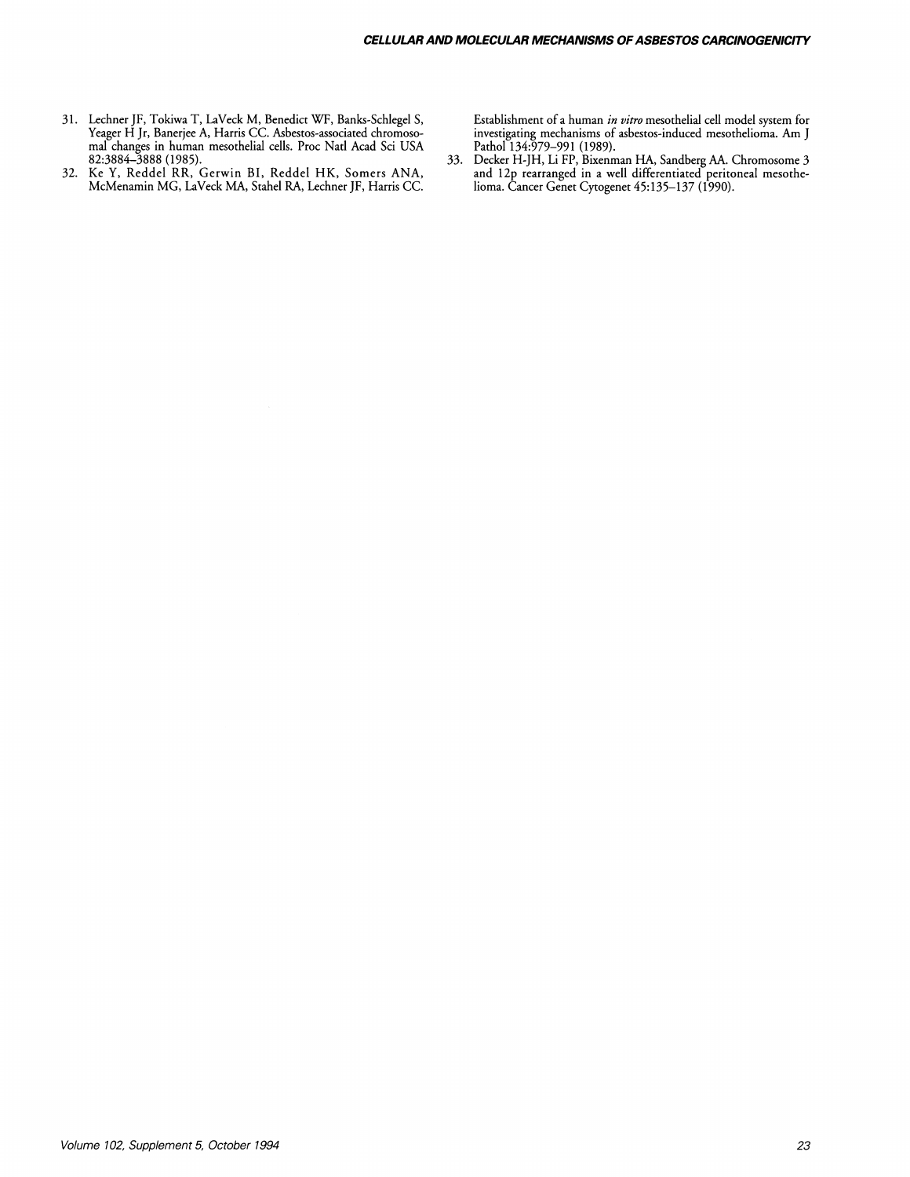31. Lechner JF, Tokiwa T, LaVeck M, Benedict WF, Banks-Schlegel S, Yeager H Jr, Banerjee A, Harris CC. Asbestos-associated chromosomal changes in human mesothelial cells. Proc Natl Acad Sci USA 82:3884–3888 (1985).
32. Ke Y, Reddel RR, Gerwin BI, Reddel HK, Somers ANA, McMenamin MG, LaVeck MA, Stahel RA, Lechner JF, Harris CC. Establishment of a human *in vitro* mesothelial cell model system for investigating mechanisms of asbestos-induced mesothelioma. Am J Pathol 134:979–991 (1989).
33. Decker H-JH, Li FP, Bixenman HA, Sandberg AA. Chromosome 3 and 12p rearranged in a well differentiated peritoneal mesothelioma. Cancer Genet Cytogenet 45:135–137 (1990).